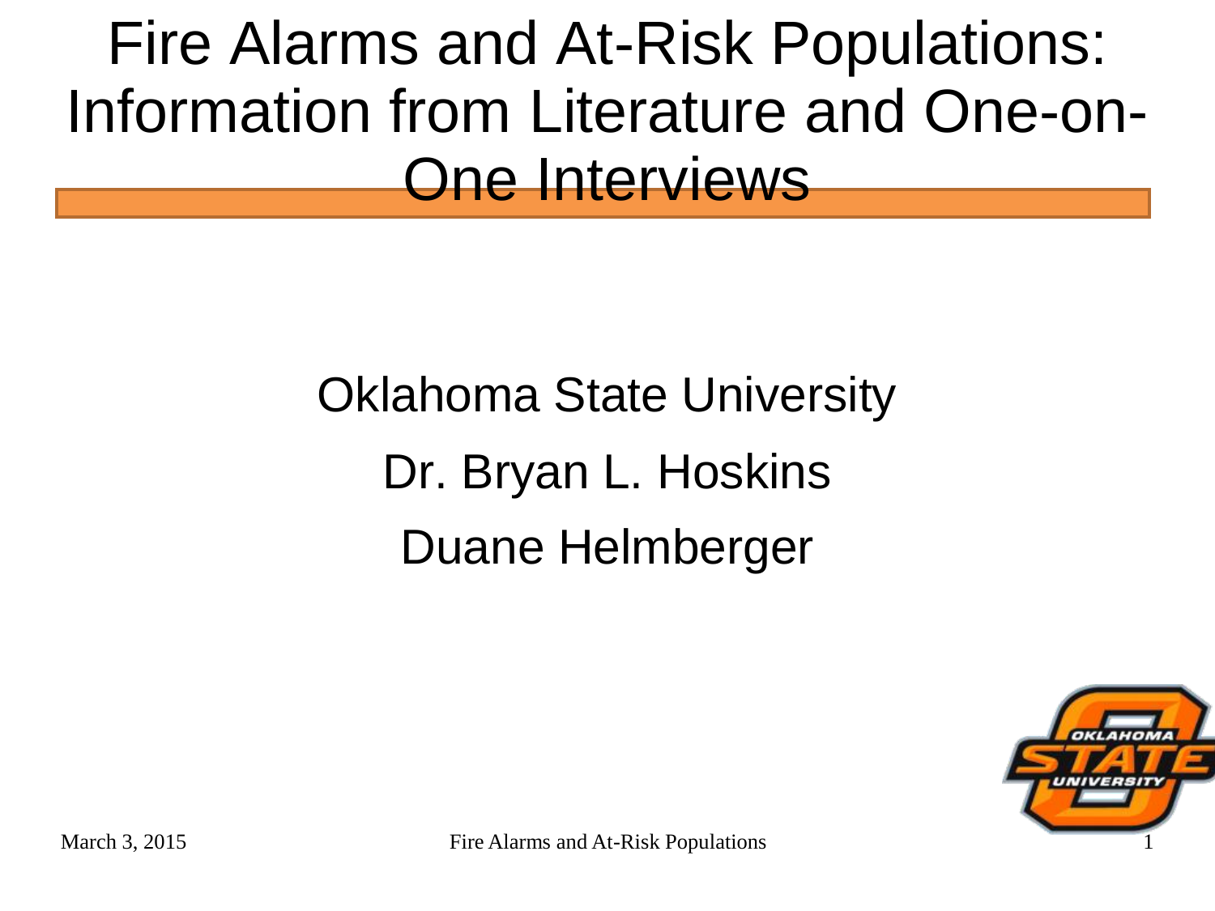# Fire Alarms and At-Risk Populations: Information from Literature and One-on-One Interviews

Oklahoma State University

Dr. Bryan L. Hoskins

Duane Helmberger

March 3, 2015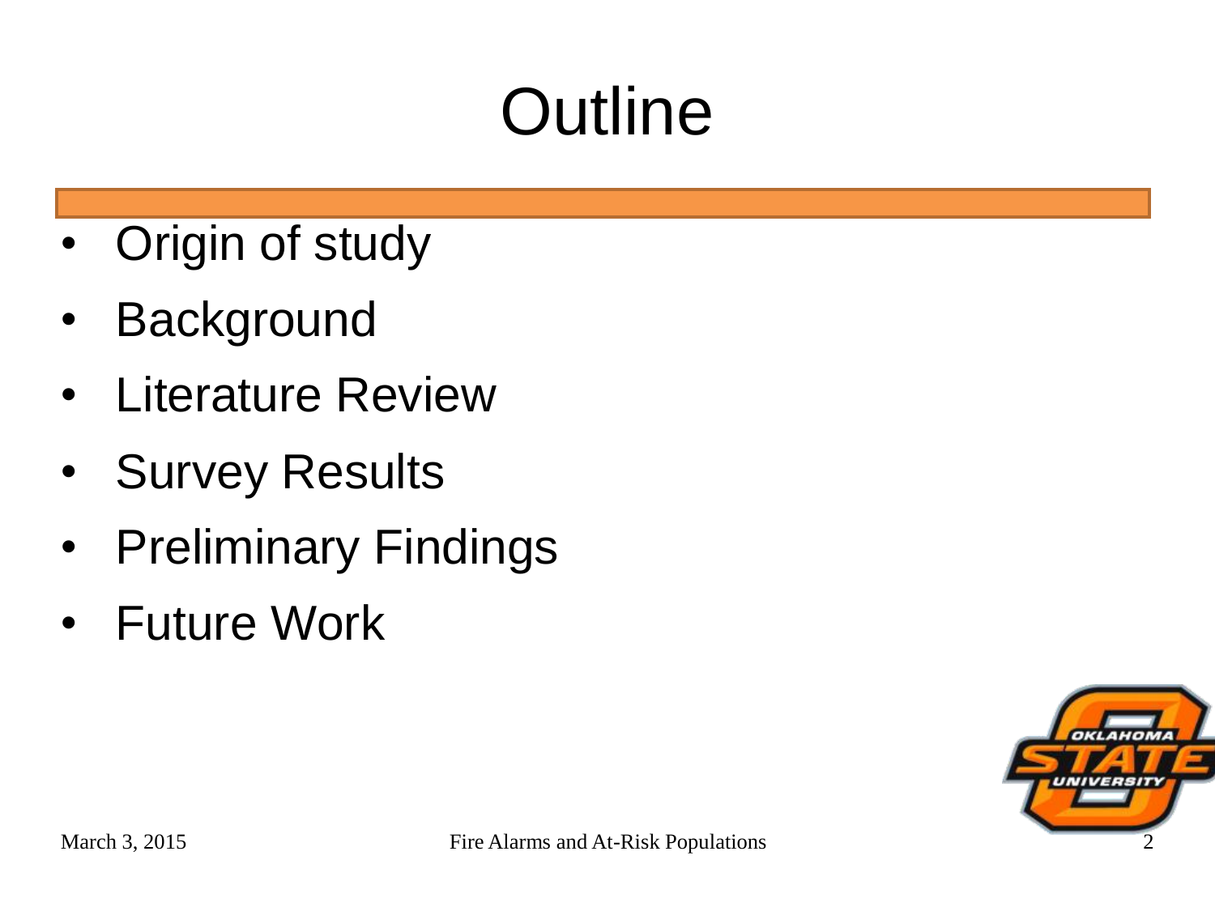# Outline

- Origin of study
- Background
- Literature Review
- Survey Results
- Preliminary Findings
- Future Work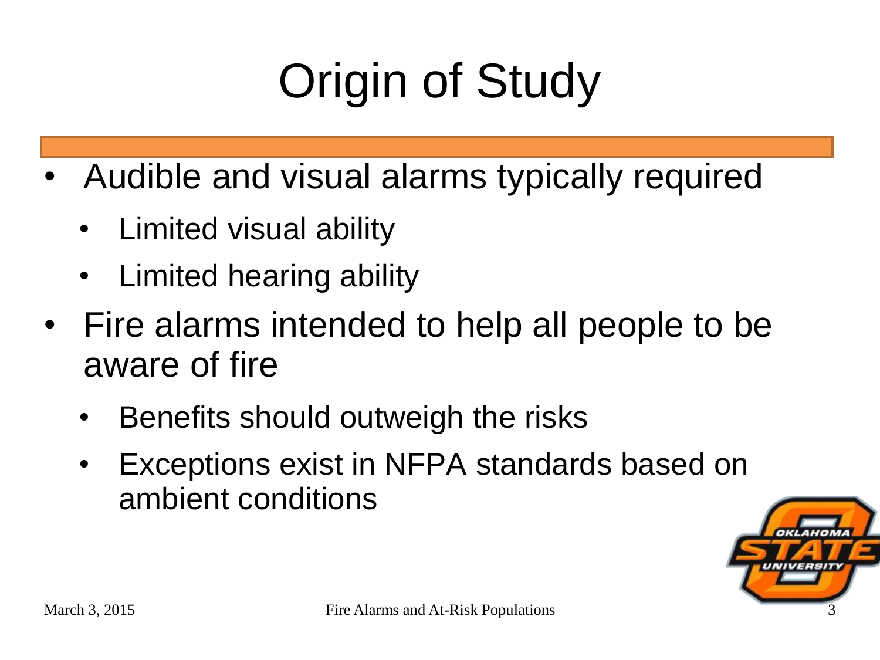# Origin of Study

- Audible and visual alarms typically required
  - Limited visual ability
  - Limited hearing ability
- Fire alarms intended to help all people to be aware of fire
  - Benefits should outweigh the risks
  - Exceptions exist in NFPA standards based on ambient conditions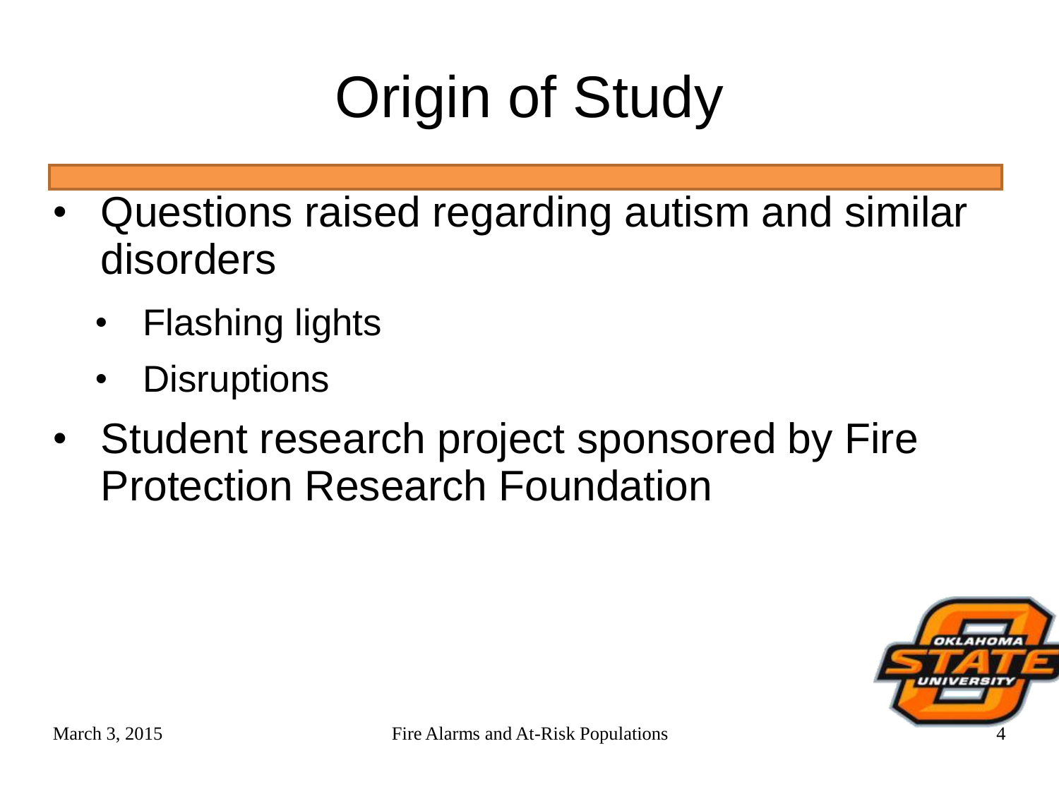# Origin of Study

- Questions raised regarding autism and similar disorders
  - Flashing lights
  - Disruptions
- Student research project sponsored by Fire Protection Research Foundation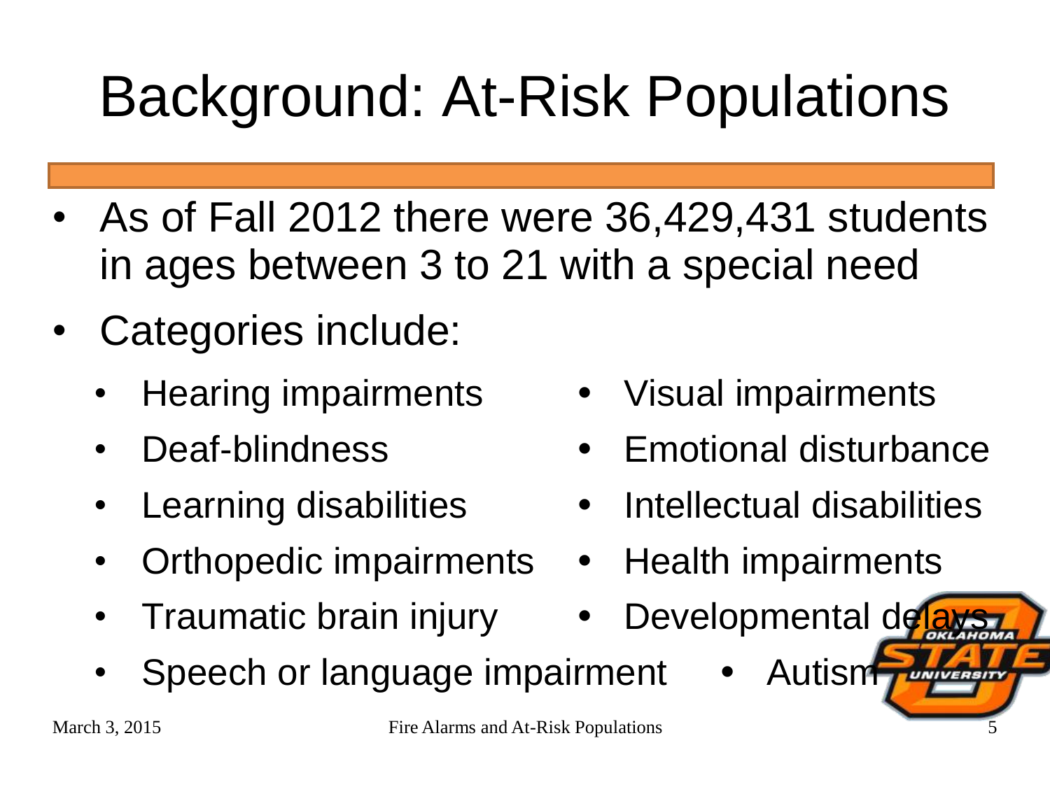# Background: At-Risk Populations

- As of Fall 2012 there were 36,429,431 students in ages between 3 to 21 with a special need
- Categories include:
  - Hearing impairments
  - Visual impairments
  - Deaf-blindness
  - Emotional disturbance
  - Learning disabilities
  - Intellectual disabilities
  - Orthopedic impairments
  - Health impairments
  - Traumatic brain injury
  - Developmental delays
  - Speech or language impairment
  - Autism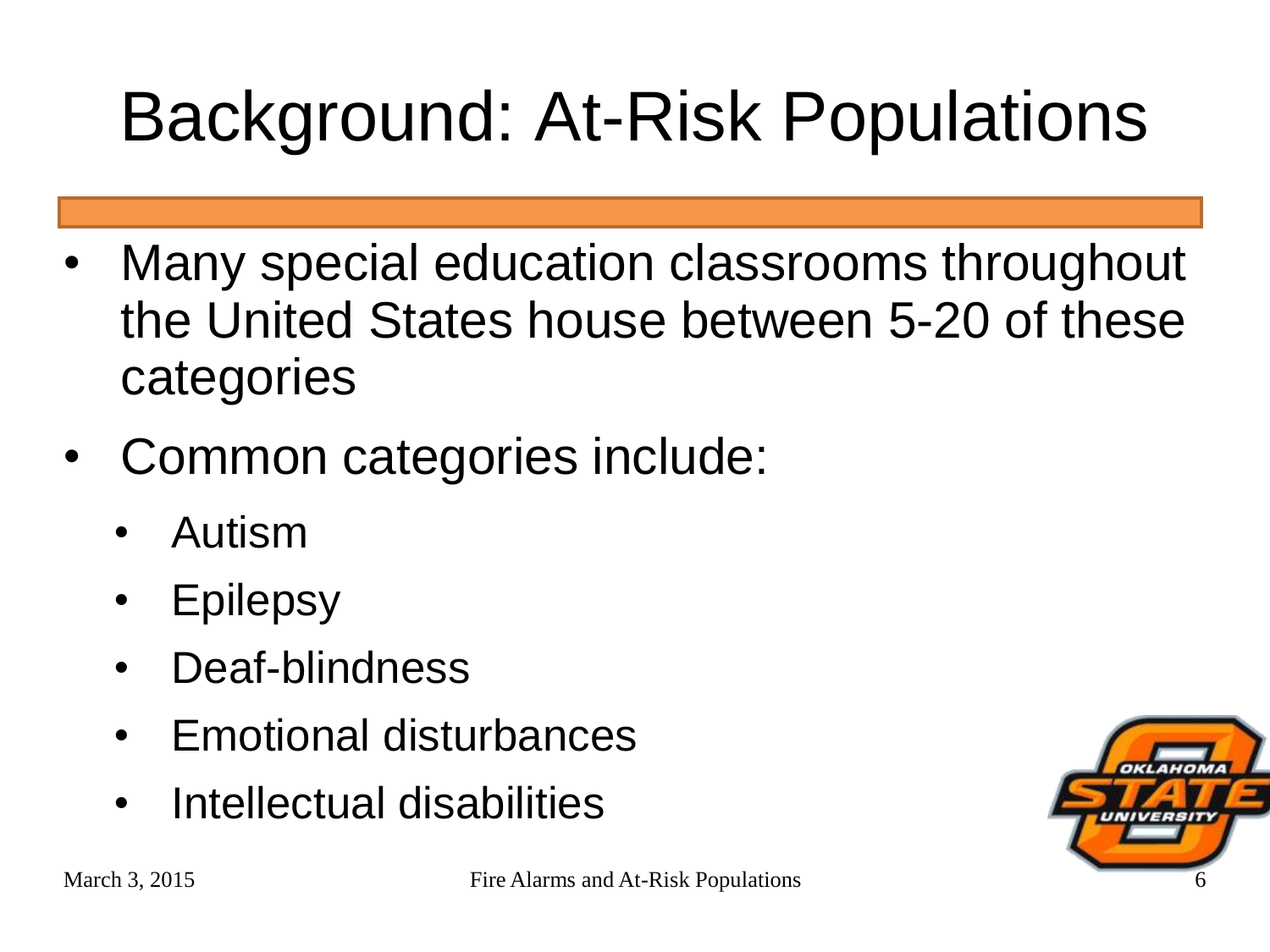# Background: At-Risk Populations

- Many special education classrooms throughout the United States house between 5-20 of these categories
- Common categories include:
  - Autism
  - Epilepsy
  - Deaf-blindness
  - Emotional disturbances
  - Intellectual disabilities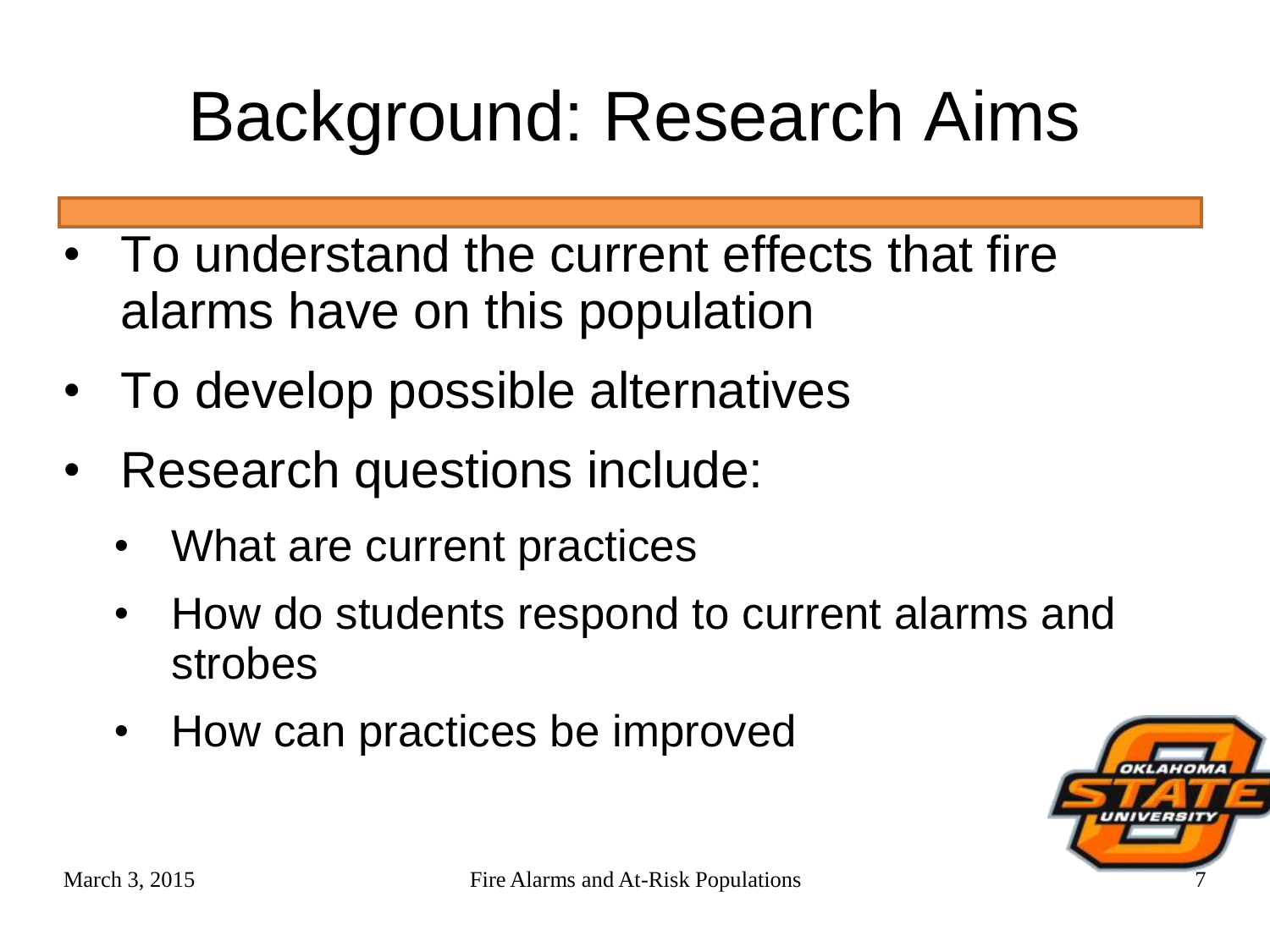# Background: Research Aims

- To understand the current effects that fire alarms have on this population
- To develop possible alternatives
- Research questions include:
  - What are current practices
  - How do students respond to current alarms and strobes
  - How can practices be improved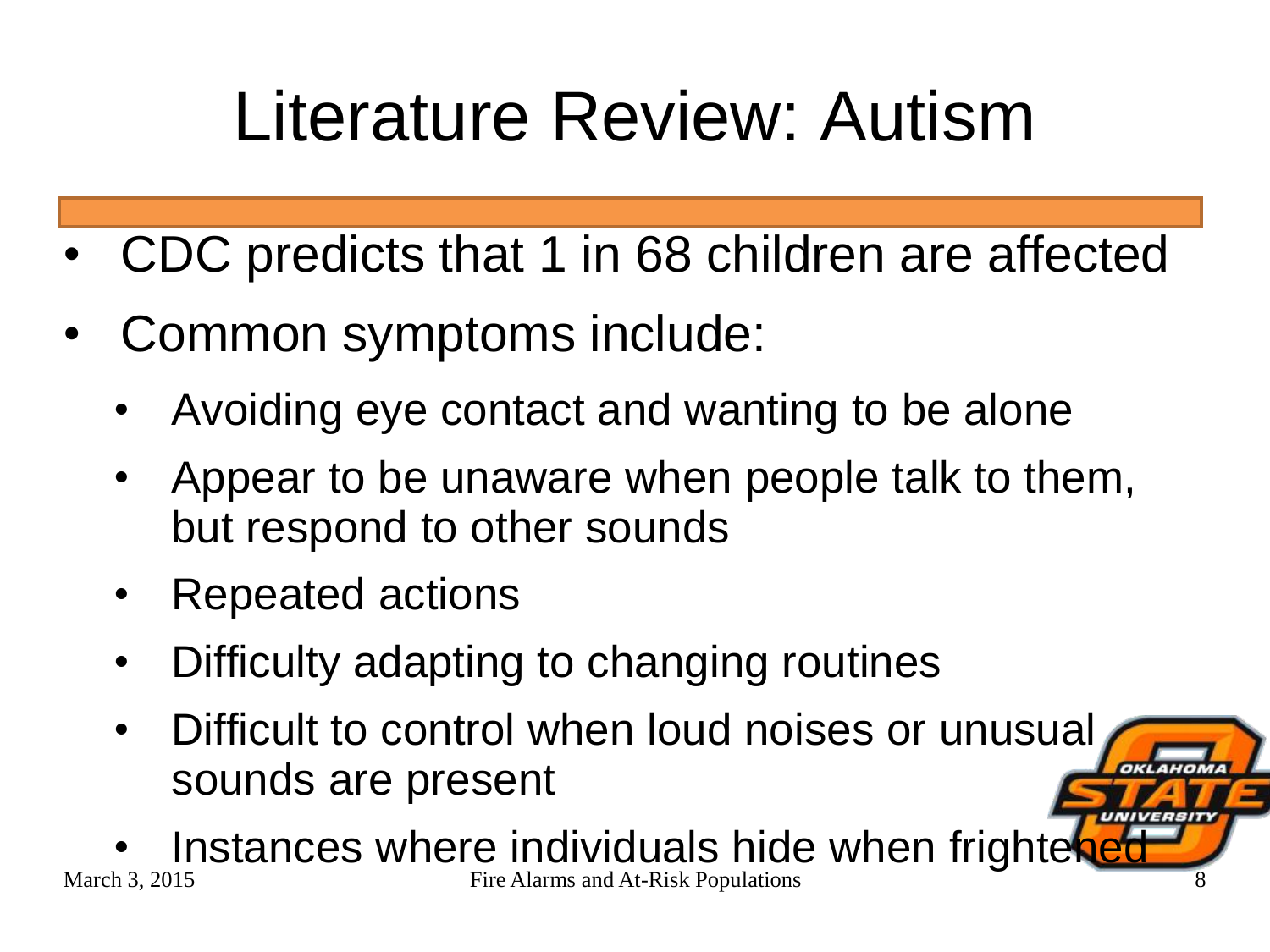# Literature Review: Autism

- CDC predicts that 1 in 68 children are affected
- Common symptoms include:
  - Avoiding eye contact and wanting to be alone
  - Appear to be unaware when people talk to them, but respond to other sounds
  - Repeated actions
  - Difficulty adapting to changing routines
  - Difficult to control when loud noises or unusual sounds are present
  - Instances where individuals hide when frightened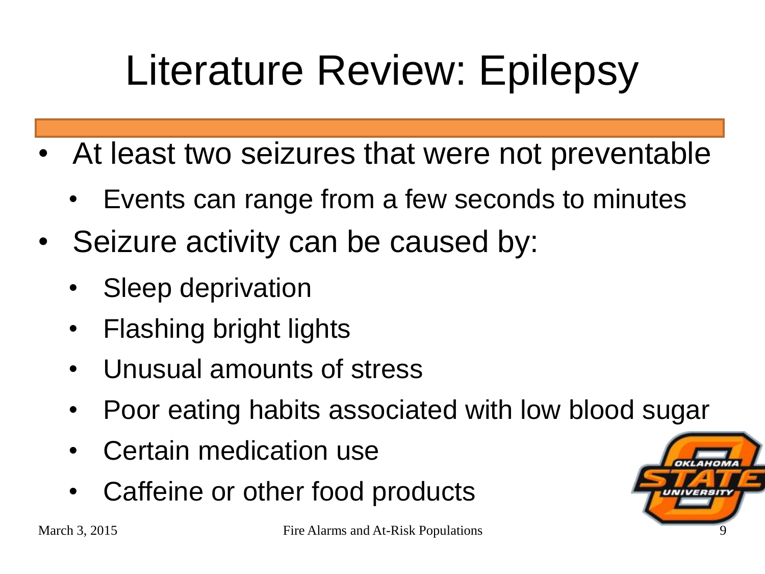# Literature Review: Epilepsy

- At least two seizures that were not preventable
  - Events can range from a few seconds to minutes
- Seizure activity can be caused by:
  - Sleep deprivation
  - Flashing bright lights
  - Unusual amounts of stress
  - Poor eating habits associated with low blood sugar
  - Certain medication use
  - Caffeine or other food products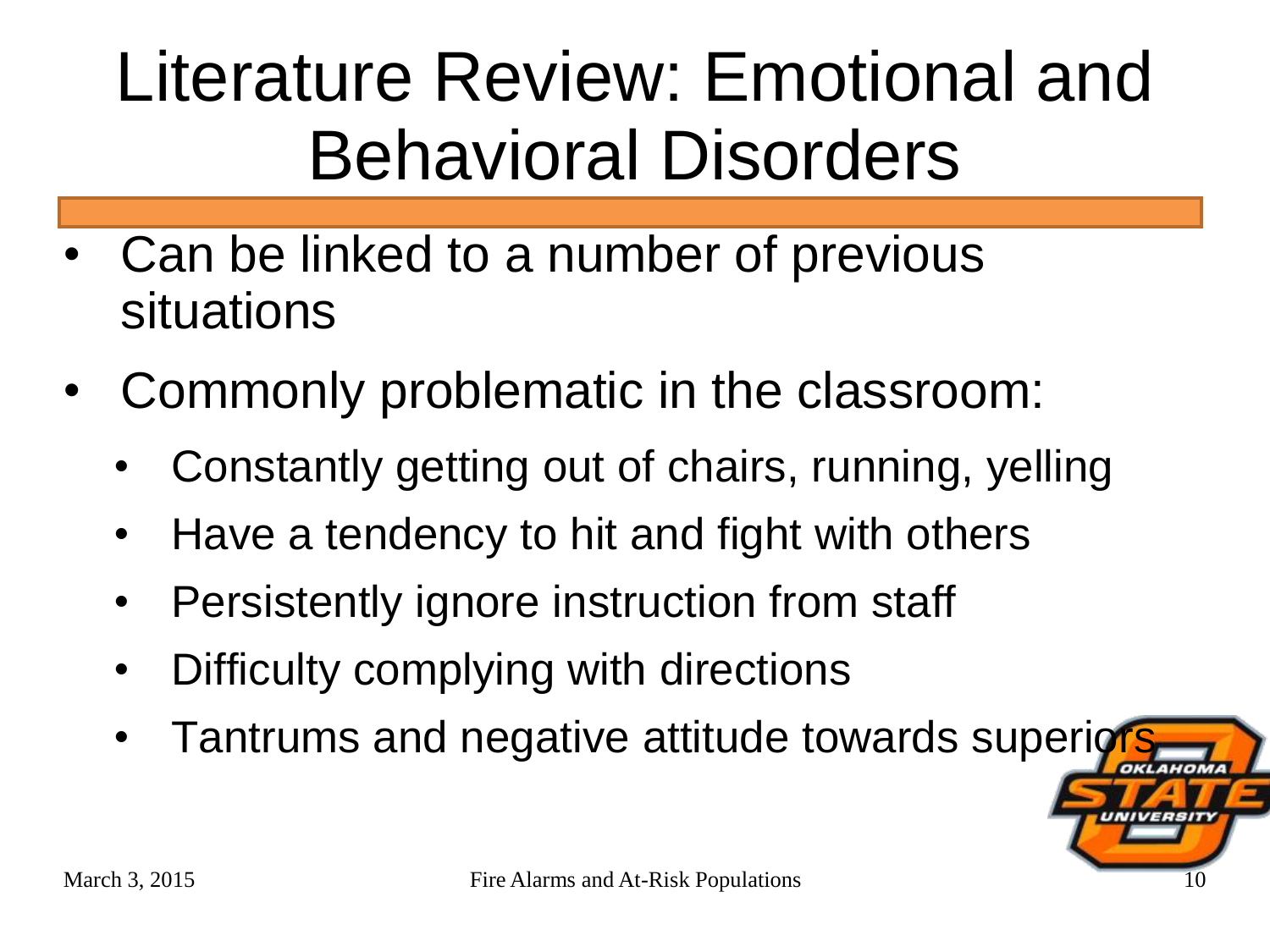# Literature Review: Emotional and Behavioral Disorders

- Can be linked to a number of previous situations
- Commonly problematic in the classroom:
  - Constantly getting out of chairs, running, yelling
  - Have a tendency to hit and fight with others
  - Persistently ignore instruction from staff
  - Difficulty complying with directions
  - Tantrums and negative attitude towards superiors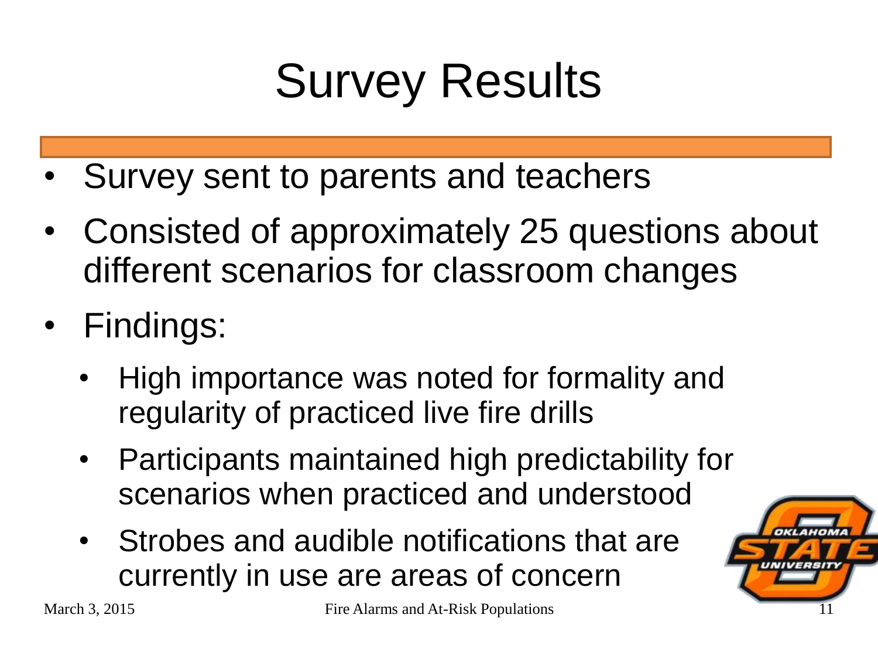# Survey Results

- Survey sent to parents and teachers
- Consisted of approximately 25 questions about different scenarios for classroom changes
- Findings:
  - High importance was noted for formality and regularity of practiced live fire drills
  - Participants maintained high predictability for scenarios when practiced and understood
  - Strobes and audible notifications that are currently in use are areas of concern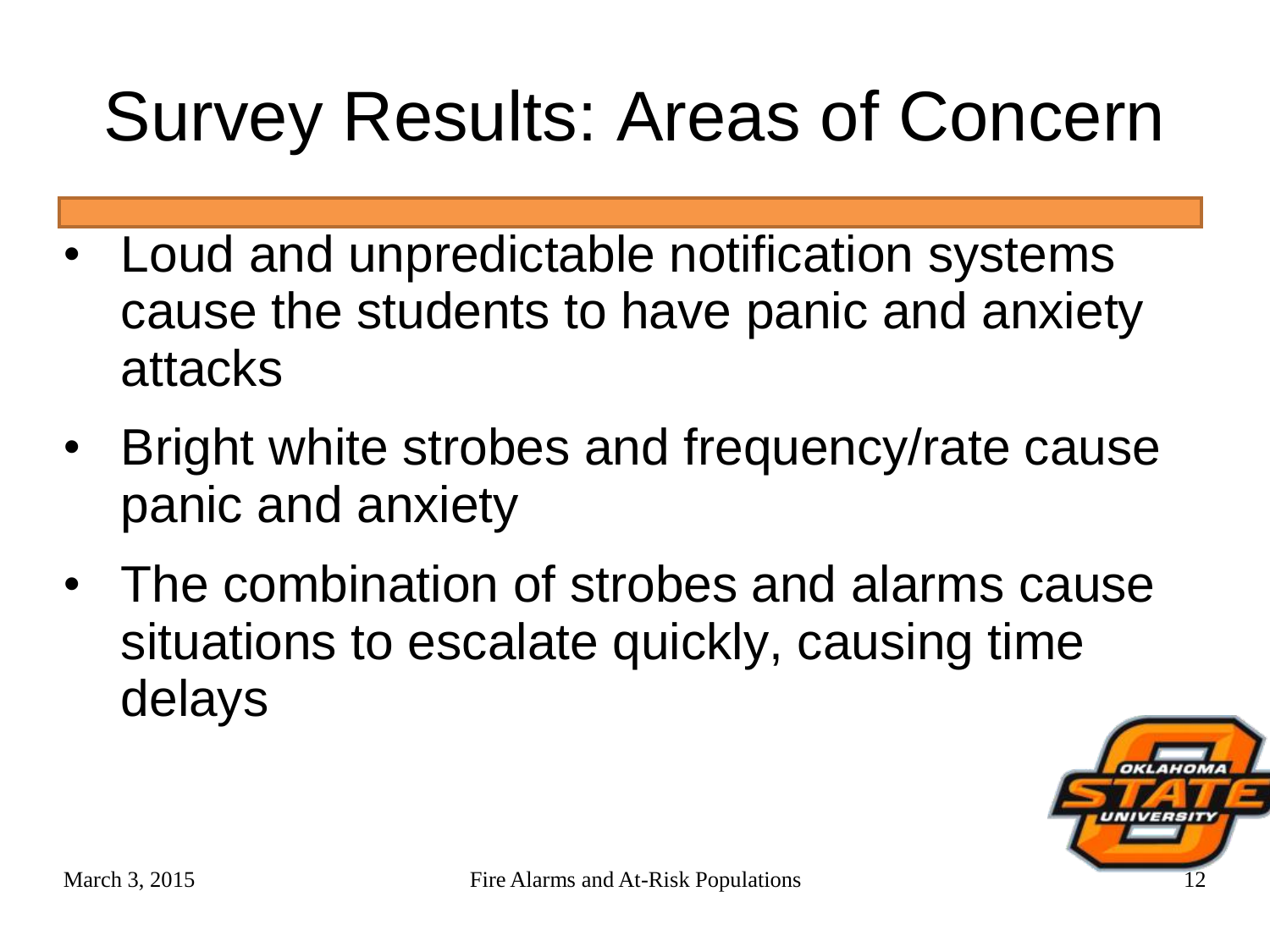# Survey Results: Areas of Concern

- Loud and unpredictable notification systems cause the students to have panic and anxiety attacks
- Bright white strobes and frequency/rate cause panic and anxiety
- The combination of strobes and alarms cause situations to escalate quickly, causing time delays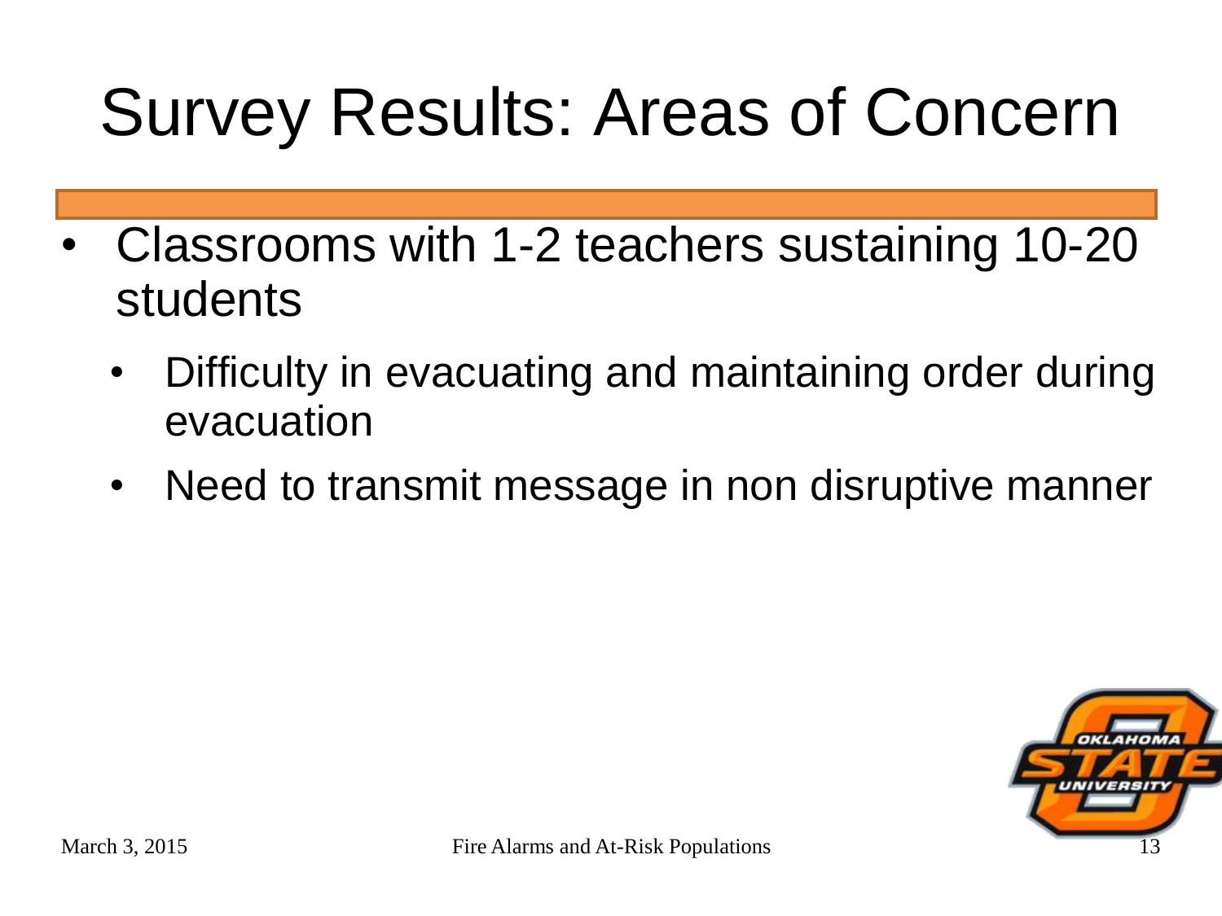# Survey Results: Areas of Concern

- Classrooms with 1-2 teachers sustaining 10-20 students
  - Difficulty in evacuating and maintaining order during evacuation
  - Need to transmit message in non disruptive manner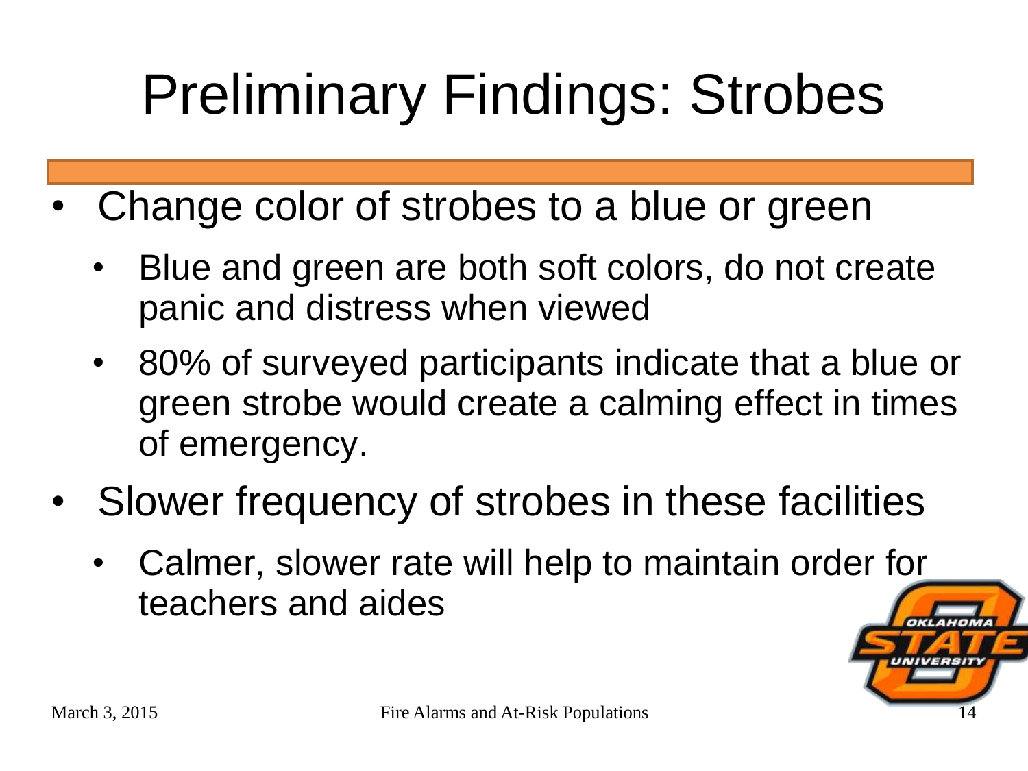# Preliminary Findings: Strobes

- Change color of strobes to a blue or green
  - Blue and green are both soft colors, do not create panic and distress when viewed
  - 80% of surveyed participants indicate that a blue or green strobe would create a calming effect in times of emergency.
- Slower frequency of strobes in these facilities
  - Calmer, slower rate will help to maintain order for teachers and aides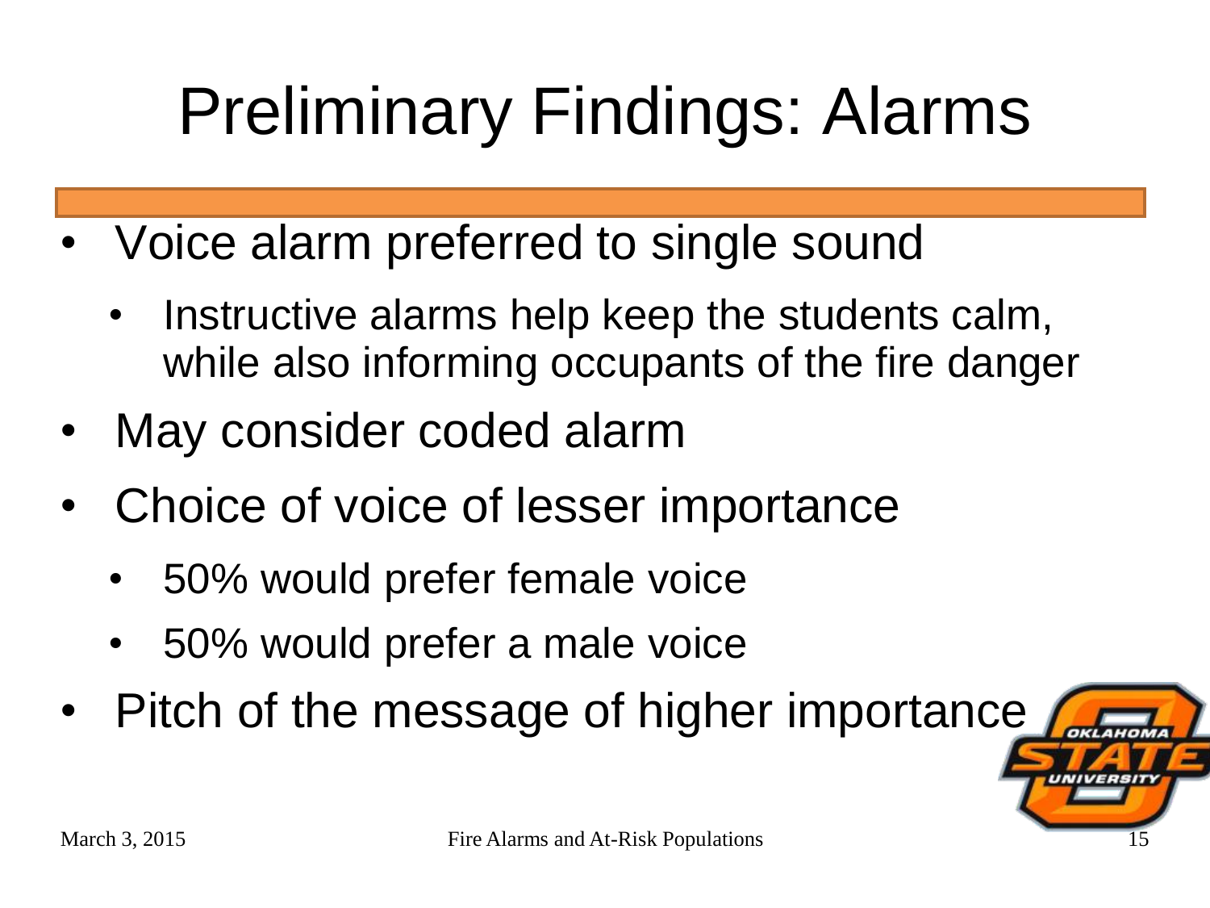# Preliminary Findings: Alarms

- Voice alarm preferred to single sound
  - Instructive alarms help keep the students calm, while also informing occupants of the fire danger
- May consider coded alarm
- Choice of voice of lesser importance
  - 50% would prefer female voice
  - 50% would prefer a male voice
- Pitch of the message of higher importance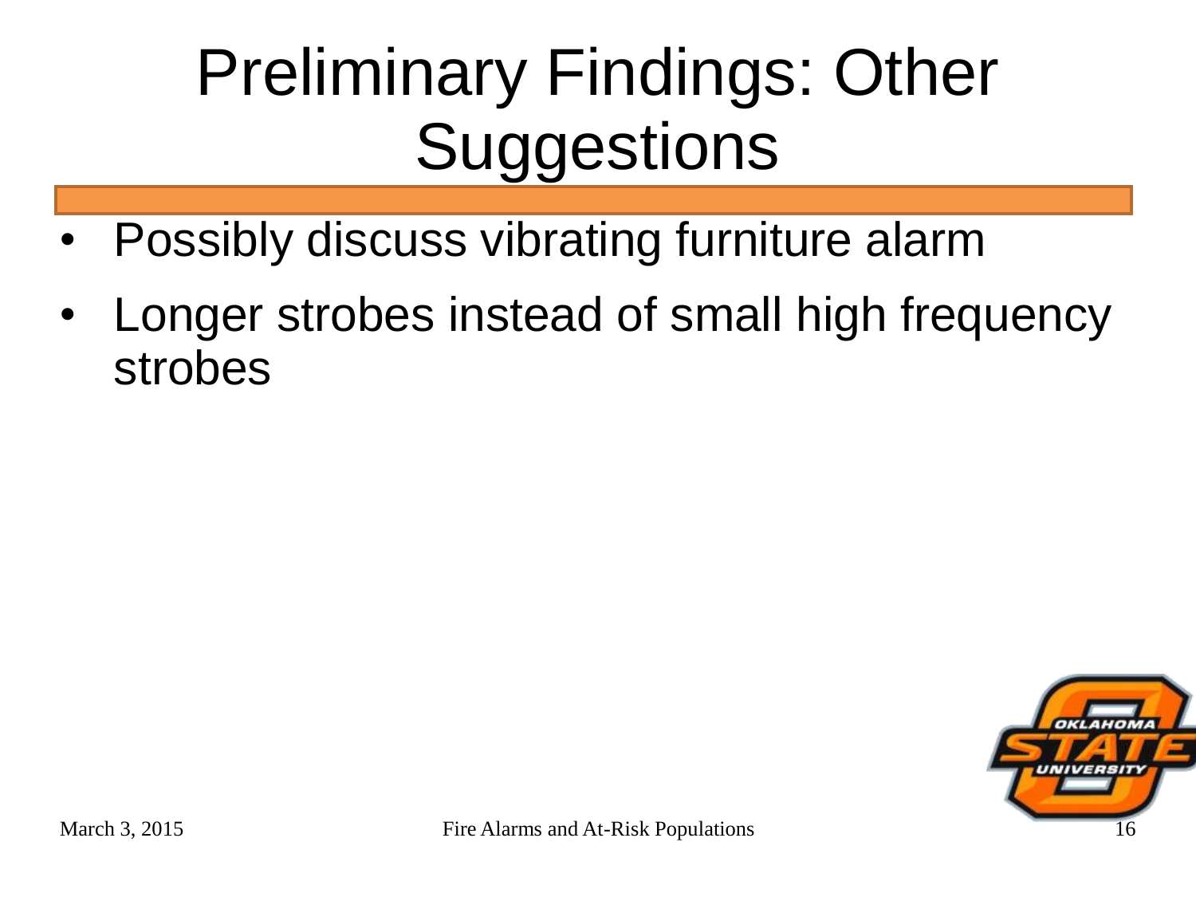# Preliminary Findings: Other Suggestions

- Possibly discuss vibrating furniture alarm
- Longer strobes instead of small high frequency strobes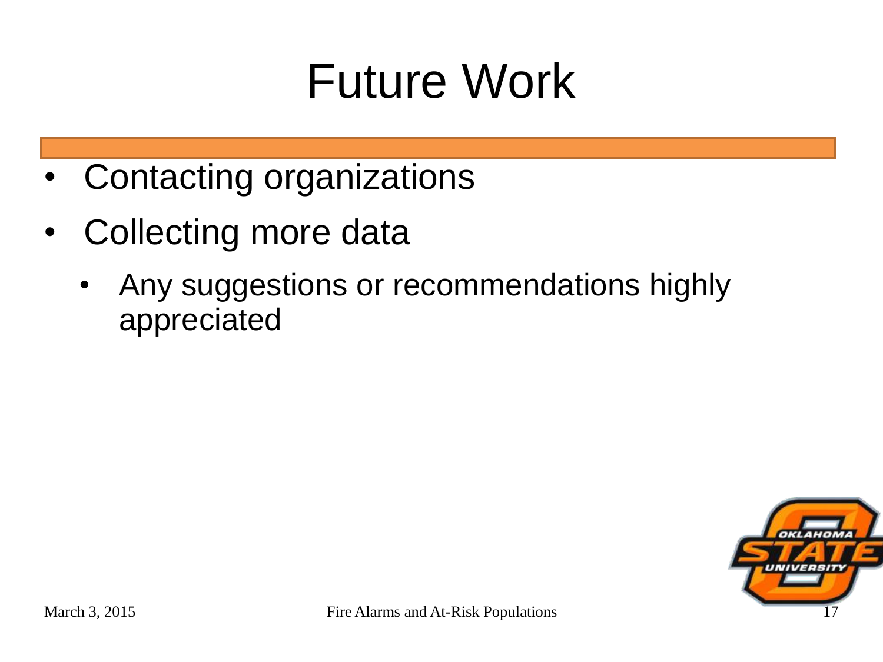# Future Work

- Contacting organizations
- Collecting more data
  - Any suggestions or recommendations highly appreciated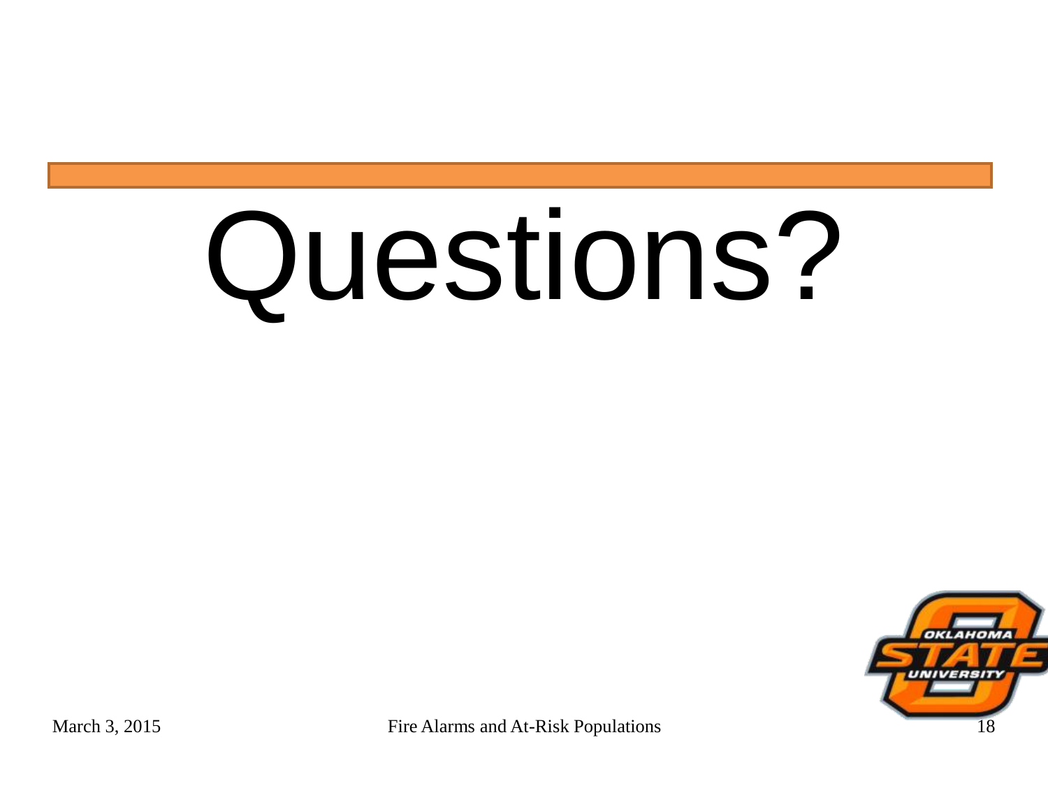# Questions?